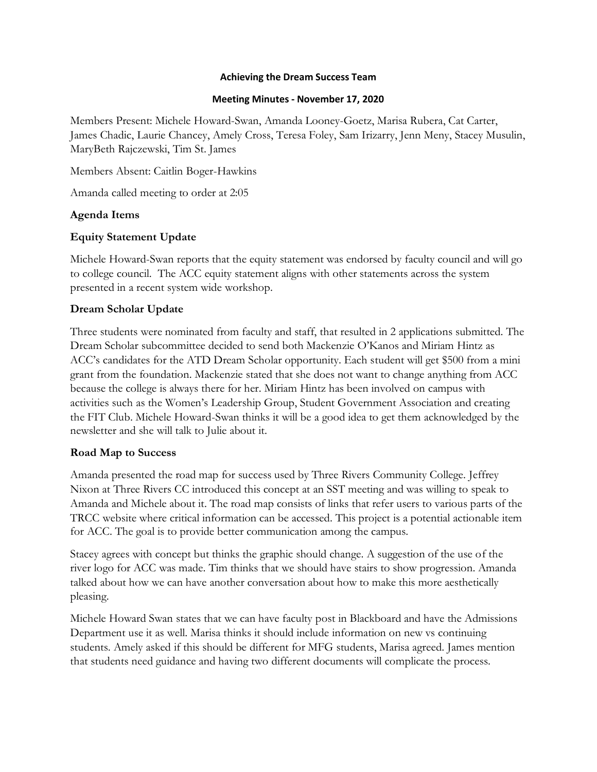# Achieving the Dream Success Team

## Meeting Minutes - November 17, 2020

Members Present: Michele Howard-Swan, Amanda Looney-Goetz, Marisa Rubera, Cat Carter, James Chadic, Laurie Chancey, Amely Cross, Teresa Foley, Sam Irizarry, Jenn Meny, Stacey Musulin, MaryBeth Rajczewski, Tim St. James

Members Absent: Caitlin Boger-Hawkins

Amanda called meeting to order at 2:05

### Agenda Items

### Equity Statement Update

Michele Howard-Swan reports that the equity statement was endorsed by faculty council and will go to college council. The ACC equity statement aligns with other statements across the system presented in a recent system wide workshop.

### Dream Scholar Update

Three students were nominated from faculty and staff, that resulted in 2 applications submitted. The Dream Scholar subcommittee decided to send both Mackenzie O'Kanos and Miriam Hintz as ACC's candidates for the ATD Dream Scholar opportunity. Each student will get $500 from a mini grant from the foundation. Mackenzie stated that she does not want to change anything from ACC because the college is always there for her. Miriam Hintz has been involved on campus with activities such as the Women's Leadership Group, Student Government Association and creating the FIT Club. Michele Howard-Swan thinks it will be a good idea to get them acknowledged by the newsletter and she will talk to Julie about it.

### Road Map to Success

Amanda presented the road map for success used by Three Rivers Community College. Jeffrey Nixon at Three Rivers CC introduced this concept at an SST meeting and was willing to speak to Amanda and Michele about it. The road map consists of links that refer users to various parts of the TRCC website where critical information can be accessed. This project is a potential actionable item for ACC. The goal is to provide better communication among the campus.

Stacey agrees with concept but thinks the graphic should change. A suggestion of the use of the river logo for ACC was made. Tim thinks that we should have stairs to show progression. Amanda talked about how we can have another conversation about how to make this more aesthetically pleasing.

Michele Howard Swan states that we can have faculty post in Blackboard and have the Admissions Department use it as well. Marisa thinks it should include information on new vs continuing students. Amely asked if this should be different for MFG students, Marisa agreed. James mention that students need guidance and having two different documents will complicate the process.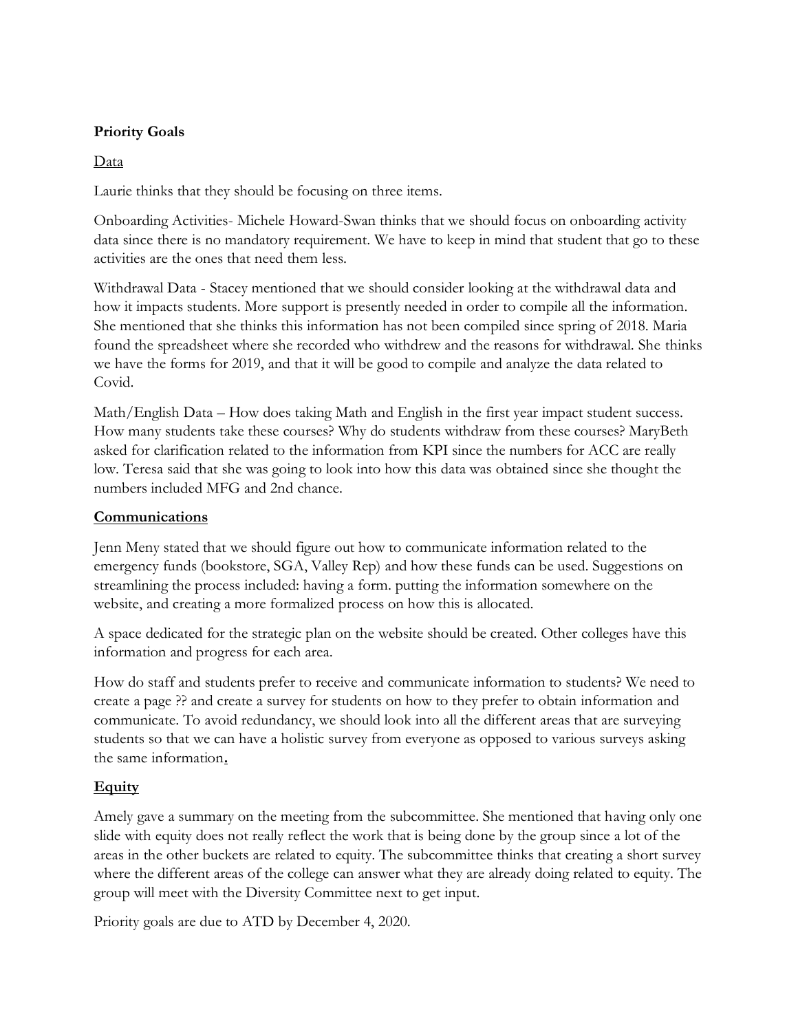**Priority Goals**

Data

Laurie thinks that they should be focusing on three items.

Onboarding Activities- Michele Howard-Swan thinks that we should focus on onboarding activity data since there is no mandatory requirement. We have to keep in mind that student that go to these activities are the ones that need them less.

Withdrawal Data - Stacey mentioned that we should consider looking at the withdrawal data and how it impacts students. More support is presently needed in order to compile all the information. She mentioned that she thinks this information has not been compiled since spring of 2018. Maria found the spreadsheet where she recorded who withdrew and the reasons for withdrawal. She thinks we have the forms for 2019, and that it will be good to compile and analyze the data related to Covid.

Math/English Data – How does taking Math and English in the first year impact student success. How many students take these courses? Why do students withdraw from these courses? MaryBeth asked for clarification related to the information from KPI since the numbers for ACC are really low. Teresa said that she was going to look into how this data was obtained since she thought the numbers included MFG and 2nd chance.

**Communications**

Jenn Meny stated that we should figure out how to communicate information related to the emergency funds (bookstore, SGA, Valley Rep) and how these funds can be used. Suggestions on streamlining the process included: having a form. putting the information somewhere on the website, and creating a more formalized process on how this is allocated.

A space dedicated for the strategic plan on the website should be created. Other colleges have this information and progress for each area.

How do staff and students prefer to receive and communicate information to students? We need to create a page ?? and create a survey for students on how to they prefer to obtain information and communicate. To avoid redundancy, we should look into all the different areas that are surveying students so that we can have a holistic survey from everyone as opposed to various surveys asking the same information.

**Equity**

Amely gave a summary on the meeting from the subcommittee. She mentioned that having only one slide with equity does not really reflect the work that is being done by the group since a lot of the areas in the other buckets are related to equity. The subcommittee thinks that creating a short survey where the different areas of the college can answer what they are already doing related to equity. The group will meet with the Diversity Committee next to get input.

Priority goals are due to ATD by December 4, 2020.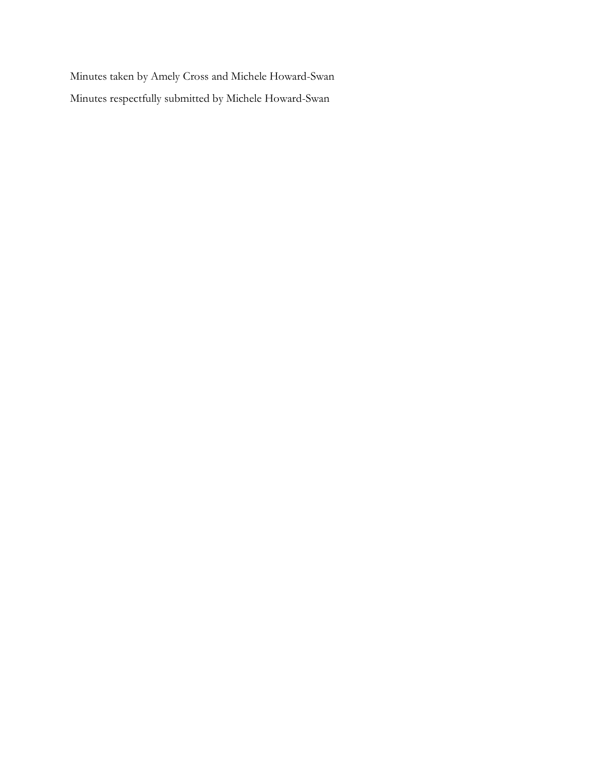Minutes taken by Amely Cross and Michele Howard-Swan

Minutes respectfully submitted by Michele Howard-Swan